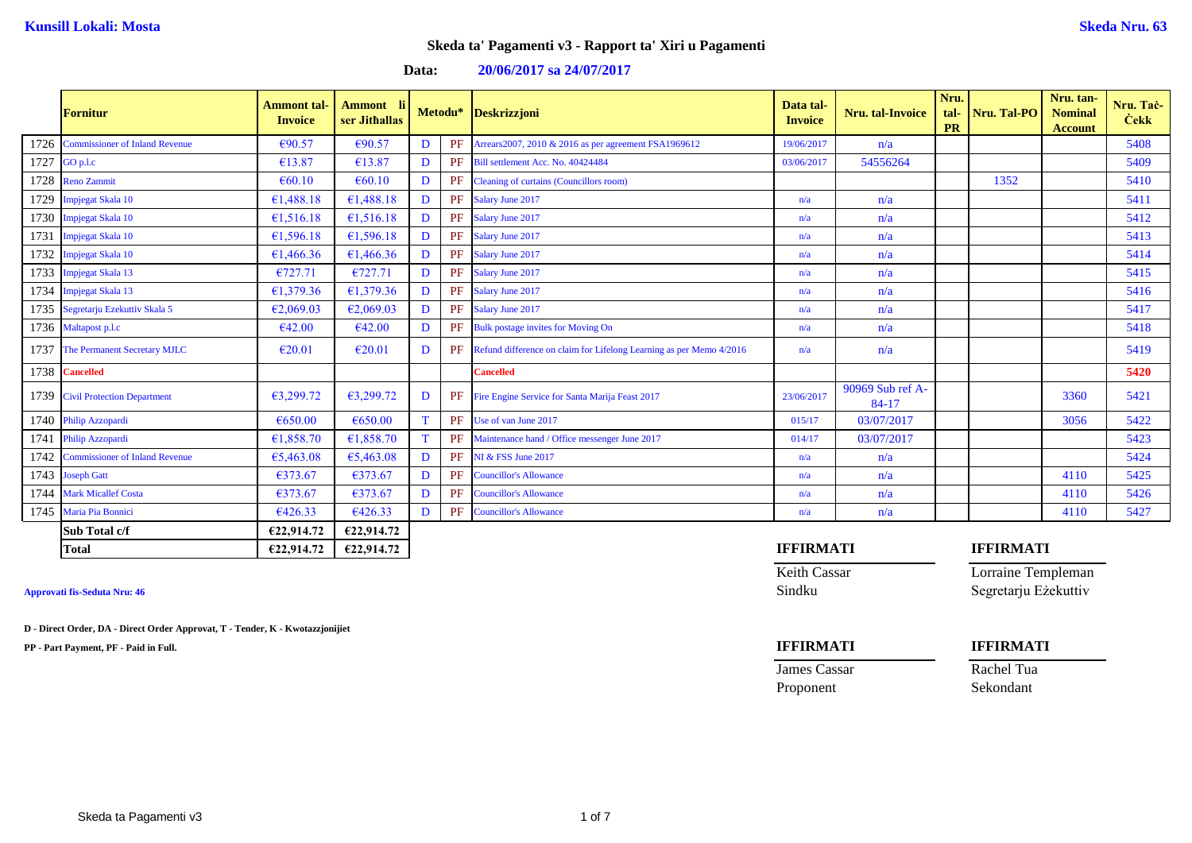**Kunsill Lokali: Mosta** **Skeda Nru. 63**

## Skeda ta' Pagamenti v3 - Rapport ta' Xiri u Pagamenti

**Data: 20/06/2017 sa 24/07/2017**

| | Fornitur | Ammont tal-Invoice | Ammont li ser Jithallas | Metodu* | | Deskrizzjoni | Data tal-Invoice | Nru. tal-Invoice | Nru. tal-PR | Nru. Tal-PO | Nru. tan-Nominal Account | Nru. Taċ-Ċekk |
|---|---|---|---|---|---|---|---|---|---|---|---|---|
| 1726 | Commissioner of Inland Revenue | €90.57 | €90.57 | D | PF | Arrears2007, 2010 & 2016 as per agreement FSA1969612 | 19/06/2017 | n/a | | | | 5408 |
| 1727 | GO p.l.c | €13.87 | €13.87 | D | PF | Bill settlement Acc. No. 40424484 | 03/06/2017 | 54556264 | | | | 5409 |
| 1728 | Reno Zammit | €60.10 | €60.10 | D | PF | Cleaning of curtains (Councillors room) | | | | 1352 | | 5410 |
| 1729 | Impjegat Skala 10 | €1,488.18 | €1,488.18 | D | PF | Salary June 2017 | n/a | n/a | | | | 5411 |
| 1730 | Impjegat Skala 10 | €1,516.18 | €1,516.18 | D | PF | Salary June 2017 | n/a | n/a | | | | 5412 |
| 1731 | Impjegat Skala 10 | €1,596.18 | €1,596.18 | D | PF | Salary June 2017 | n/a | n/a | | | | 5413 |
| 1732 | Impjegat Skala 10 | €1,466.36 | €1,466.36 | D | PF | Salary June 2017 | n/a | n/a | | | | 5414 |
| 1733 | Impjegat Skala 13 | €727.71 | €727.71 | D | PF | Salary June 2017 | n/a | n/a | | | | 5415 |
| 1734 | Impjegat Skala 13 | €1,379.36 | €1,379.36 | D | PF | Salary June 2017 | n/a | n/a | | | | 5416 |
| 1735 | Segretarju Ezekuttiv Skala 5 | €2,069.03 | €2,069.03 | D | PF | Salary June 2017 | n/a | n/a | | | | 5417 |
| 1736 | Maltapost p.l.c | €42.00 | €42.00 | D | PF | Bulk postage invites for Moving On | n/a | n/a | | | | 5418 |
| 1737 | The Permanent Secretary MJLC | €20.01 | €20.01 | D | PF | Refund difference on claim for Lifelong Learning as per Memo 4/2016 | n/a | n/a | | | | 5419 |
| 1738 | Cancelled | | | | | Cancelled | | | | | | 5420 |
| 1739 | Civil Protection Department | €3,299.72 | €3,299.72 | D | PF | Fire Engine Service for Santa Marija Feast 2017 | 23/06/2017 | 90969 Sub ref A-84-17 | | | 3360 | 5421 |
| 1740 | Philip Azzopardi | €650.00 | €650.00 | T | PF | Use of van June 2017 | 015/17 | 03/07/2017 | | | 3056 | 5422 |
| 1741 | Philip Azzopardi | €1,858.70 | €1,858.70 | T | PF | Maintenance hand / Office messenger June 2017 | 014/17 | 03/07/2017 | | | | 5423 |
| 1742 | Commissioner of Inland Revenue | €5,463.08 | €5,463.08 | D | PF | NI & FSS June 2017 | n/a | n/a | | | | 5424 |
| 1743 | Joseph Gatt | €373.67 | €373.67 | D | PF | Councillor's Allowance | n/a | n/a | | | 4110 | 5425 |
| 1744 | Mark Micallef Costa | €373.67 | €373.67 | D | PF | Councillor's Allowance | n/a | n/a | | | 4110 | 5426 |
| 1745 | Maria Pia Bonnici | €426.33 | €426.33 | D | PF | Councillor's Allowance | n/a | n/a | | | 4110 | 5427 |
| | **Sub Total c/f** | **€22,914.72** | **€22,914.72** | | | | | | | | | |
| | **Total** | **€22,914.72** | **€22,914.72** | | | | | | | | | |

**Approvati fis-Seduta Nru: 46**

**D - Direct Order, DA - Direct Order Approvat, T - Tender, K - Kwotazzjonijiet**

**PP - Part Payment, PF - Paid in Full.**

**IFFIRMATI**
Keith Cassar
Sindku

**IFFIRMATI**
Lorraine Templeman
Segretarju Eżekuttiv

**IFFIRMATI**
James Cassar
Proponent

**IFFIRMATI**
Rachel Tua
Sekondant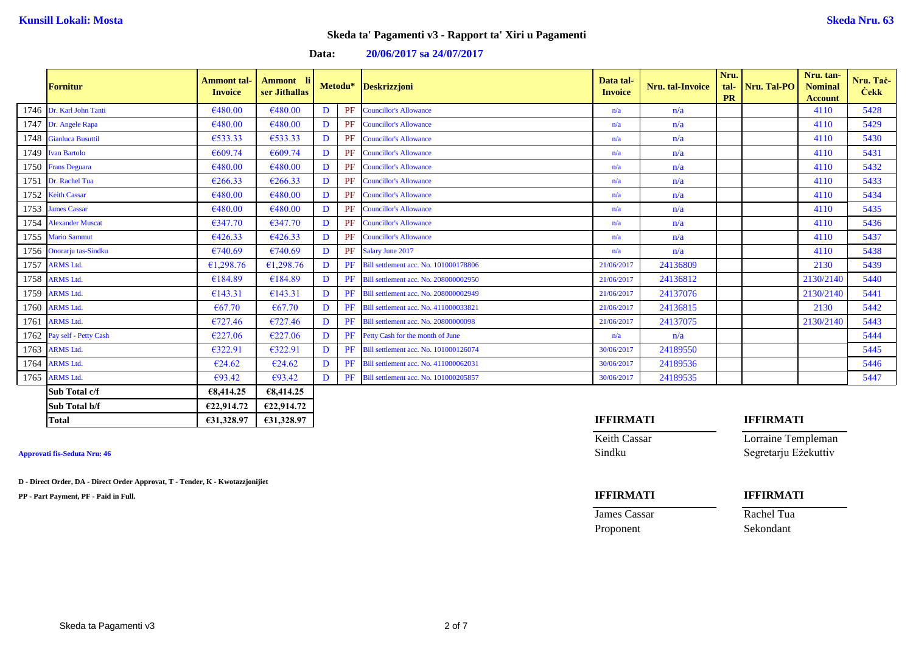**Kunsill Lokali: Mosta**

**Skeda Nru. 63**

## Skeda ta' Pagamenti v3 - Rapport ta' Xiri u Pagamenti

**Data: 20/06/2017 sa 24/07/2017**

| | Fornitur | Ammont tal-Invoice | Ammont li ser Jithallas | Metodu* | | Deskrizzjoni | Data tal-Invoice | Nru. tal-Invoice | Nru. tal-PR | Nru. Tal-PO | Nru. tan-Nominal Account | Nru. Taċ-Ċekk |
|---|---|---|---|---|---|---|---|---|---|---|---|---|
| 1746 | Dr. Karl John Tanti | €480.00 | €480.00 | D | PF | Councillor's Allowance | n/a | n/a | | | 4110 | 5428 |
| 1747 | Dr. Angele Rapa | €480.00 | €480.00 | D | PF | Councillor's Allowance | n/a | n/a | | | 4110 | 5429 |
| 1748 | Gianluca Busuttil | €533.33 | €533.33 | D | PF | Councillor's Allowance | n/a | n/a | | | 4110 | 5430 |
| 1749 | Ivan Bartolo | €609.74 | €609.74 | D | PF | Councillor's Allowance | n/a | n/a | | | 4110 | 5431 |
| 1750 | Frans Deguara | €480.00 | €480.00 | D | PF | Councillor's Allowance | n/a | n/a | | | 4110 | 5432 |
| 1751 | Dr. Rachel Tua | €266.33 | €266.33 | D | PF | Councillor's Allowance | n/a | n/a | | | 4110 | 5433 |
| 1752 | Keith Cassar | €480.00 | €480.00 | D | PF | Councillor's Allowance | n/a | n/a | | | 4110 | 5434 |
| 1753 | James Cassar | €480.00 | €480.00 | D | PF | Councillor's Allowance | n/a | n/a | | | 4110 | 5435 |
| 1754 | Alexander Muscat | €347.70 | €347.70 | D | PF | Councillor's Allowance | n/a | n/a | | | 4110 | 5436 |
| 1755 | Mario Sammut | €426.33 | €426.33 | D | PF | Councillor's Allowance | n/a | n/a | | | 4110 | 5437 |
| 1756 | Onorarju tas-Sindku | €740.69 | €740.69 | D | PF | Salary June 2017 | n/a | n/a | | | 4110 | 5438 |
| 1757 | ARMS Ltd. | €1,298.76 | €1,298.76 | D | PF | Bill settlement acc. No. 101000178806 | 21/06/2017 | 24136809 | | | 2130 | 5439 |
| 1758 | ARMS Ltd. | €184.89 | €184.89 | D | PF | Bill settlement acc. No. 208000002950 | 21/06/2017 | 24136812 | | | 2130/2140 | 5440 |
| 1759 | ARMS Ltd. | €143.31 | €143.31 | D | PF | Bill settlement acc. No. 208000002949 | 21/06/2017 | 24137076 | | | 2130/2140 | 5441 |
| 1760 | ARMS Ltd. | €67.70 | €67.70 | D | PF | Bill settlement acc. No. 411000033821 | 21/06/2017 | 24136815 | | | 2130 | 5442 |
| 1761 | ARMS Ltd. | €727.46 | €727.46 | D | PF | Bill settlement acc. No. 20800000098 | 21/06/2017 | 24137075 | | | 2130/2140 | 5443 |
| 1762 | Pay self - Petty Cash | €227.06 | €227.06 | D | PF | Petty Cash for the month of June | n/a | n/a | | | | 5444 |
| 1763 | ARMS Ltd. | €322.91 | €322.91 | D | PF | Bill settlement acc. No. 101000126074 | 30/06/2017 | 24189550 | | | | 5445 |
| 1764 | ARMS Ltd. | €24.62 | €24.62 | D | PF | Bill settlement acc. No. 411000062031 | 30/06/2017 | 24189536 | | | | 5446 |
| 1765 | ARMS Ltd. | €93.42 | €93.42 | D | PF | Bill settlement acc. No. 101000205857 | 30/06/2017 | 24189535 | | | | 5447 |
| | **Sub Total c/f** | **€8,414.25** | **€8,414.25** | | | | | | | | | |
| | **Sub Total b/f** | **€22,914.72** | **€22,914.72** | | | | | | | | | |
| | **Total** | **€31,328.97** | **€31,328.97** | | | | | | | | | |

**Approvati fis-Seduta Nru: 46**

**D - Direct Order, DA - Direct Order Approvat, T - Tender, K - Kwotazzjonijiet**

**PP - Part Payment, PF - Paid in Full.**

**IFFIRMATI**

Keith Cassar
Sindku

**IFFIRMATI**

Lorraine Templeman
Segretarju Eżekuttiv

**IFFIRMATI**

James Cassar
Proponent

**IFFIRMATI**

Rachel Tua
Sekondant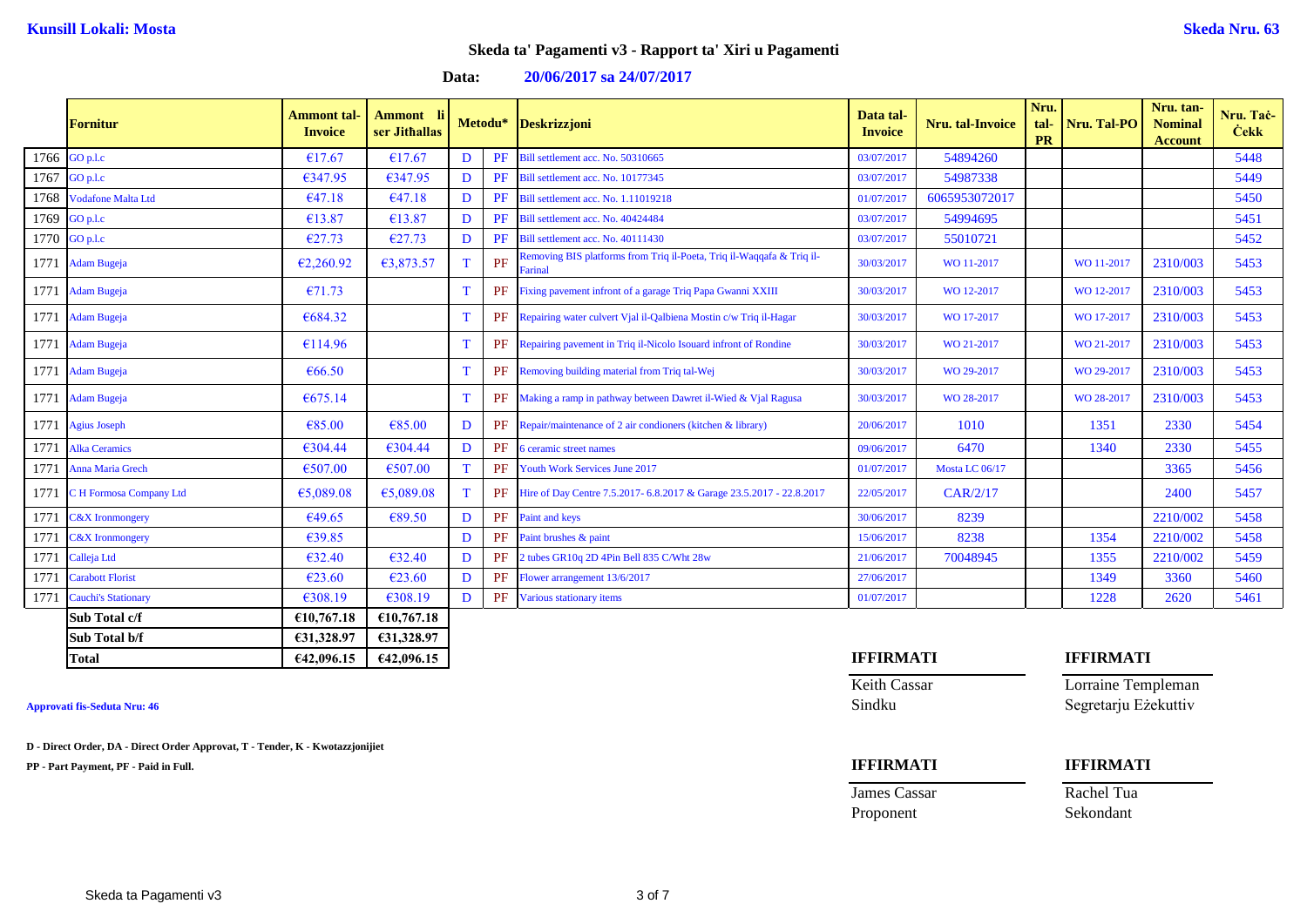**Kunsill Lokali: Mosta** **Skeda Nru. 63**

## Skeda ta' Pagamenti v3 - Rapport ta' Xiri u Pagamenti

**Data: 20/06/2017 sa 24/07/2017**

| | Fornitur | Ammont tal-Invoice | Ammont li ser Jithallas | Metodu* | | Deskrizzjoni | Data tal-Invoice | Nru. tal-Invoice | Nru. tal-PR | Nru. Tal-PO | Nru. tan-Nominal Account | Nru. Taċ-Ċekk |
|---|---|---|---|---|---|---|---|---|---|---|---|---|
| 1766 | GO p.l.c | €17.67 | €17.67 | D | PF | Bill settlement acc. No. 50310665 | 03/07/2017 | 54894260 | | | | 5448 |
| 1767 | GO p.l.c | €347.95 | €347.95 | D | PF | Bill settlement acc. No. 10177345 | 03/07/2017 | 54987338 | | | | 5449 |
| 1768 | Vodafone Malta Ltd | €47.18 | €47.18 | D | PF | Bill settlement acc. No. 1.11019218 | 01/07/2017 | 6065953072017 | | | | 5450 |
| 1769 | GO p.l.c | €13.87 | €13.87 | D | PF | Bill settlement acc. No. 40424484 | 03/07/2017 | 54994695 | | | | 5451 |
| 1770 | GO p.l.c | €27.73 | €27.73 | D | PF | Bill settlement acc. No. 40111430 | 03/07/2017 | 55010721 | | | | 5452 |
| 1771 | Adam Bugeja | €2,260.92 | €3,873.57 | T | PF | Removing BIS platforms from Triq il-Poeta, Triq il-Waqqafa & Triq il-Farinal | 30/03/2017 | WO 11-2017 | | WO 11-2017 | 2310/003 | 5453 |
| 1771 | Adam Bugeja | €71.73 | | T | PF | Fixing pavement infront of a garage Triq Papa Gwanni XXIII | 30/03/2017 | WO 12-2017 | | WO 12-2017 | 2310/003 | 5453 |
| 1771 | Adam Bugeja | €684.32 | | T | PF | Repairing water culvert Vjal il-Qalbiena Mostin c/w Triq il-Hagar | 30/03/2017 | WO 17-2017 | | WO 17-2017 | 2310/003 | 5453 |
| 1771 | Adam Bugeja | €114.96 | | T | PF | Repairing pavement in Triq il-Nicolo Isouard infront of Rondine | 30/03/2017 | WO 21-2017 | | WO 21-2017 | 2310/003 | 5453 |
| 1771 | Adam Bugeja | €66.50 | | T | PF | Removing building material from Triq tal-Wej | 30/03/2017 | WO 29-2017 | | WO 29-2017 | 2310/003 | 5453 |
| 1771 | Adam Bugeja | €675.14 | | T | PF | Making a ramp in pathway between Dawret il-Wied & Vjal Ragusa | 30/03/2017 | WO 28-2017 | | WO 28-2017 | 2310/003 | 5453 |
| 1771 | Agius Joseph | €85.00 | €85.00 | D | PF | Repair/maintenance of 2 air condioners (kitchen & library) | 20/06/2017 | 1010 | | 1351 | 2330 | 5454 |
| 1771 | Alka Ceramics | €304.44 | €304.44 | D | PF | 6 ceramic street names | 09/06/2017 | 6470 | | 1340 | 2330 | 5455 |
| 1771 | Anna Maria Grech | €507.00 | €507.00 | T | PF | Youth Work Services June 2017 | 01/07/2017 | Mosta LC 06/17 | | | 3365 | 5456 |
| 1771 | C H Formosa Company Ltd | €5,089.08 | €5,089.08 | T | PF | Hire of Day Centre 7.5.2017- 6.8.2017 & Garage 23.5.2017 - 22.8.2017 | 22/05/2017 | CAR/2/17 | | | 2400 | 5457 |
| 1771 | C&X Ironmongery | €49.65 | €89.50 | D | PF | Paint and keys | 30/06/2017 | 8239 | | | 2210/002 | 5458 |
| 1771 | C&X Ironmongery | €39.85 | | D | PF | Paint brushes & paint | 15/06/2017 | 8238 | | 1354 | 2210/002 | 5458 |
| 1771 | Calleja Ltd | €32.40 | €32.40 | D | PF | 2 tubes GR10q 2D 4Pin Bell 835 C/Wht 28w | 21/06/2017 | 70048945 | | 1355 | 2210/002 | 5459 |
| 1771 | Carabott Florist | €23.60 | €23.60 | D | PF | Flower arrangement 13/6/2017 | 27/06/2017 | | | 1349 | 3360 | 5460 |
| 1771 | Cauchi's Stationary | €308.19 | €308.19 | D | PF | Various stationary items | 01/07/2017 | | | 1228 | 2620 | 5461 |
| | **Sub Total c/f** | **€10,767.18** | **€10,767.18** | | | | | | | | | |
| | **Sub Total b/f** | **€31,328.97** | **€31,328.97** | | | | | | | | | |
| | **Total** | **€42,096.15** | **€42,096.15** | | | | | | | | | |

**Approvati fis-Seduta Nru: 46**

**D - Direct Order, DA - Direct Order Approvat, T - Tender, K - Kwotazzjonijiet**
**PP - Part Payment, PF - Paid in Full.**

| **IFFIRMATI** | **IFFIRMATI** |
|---|---|
| Keith Cassar | Lorraine Templeman |
| Sindku | Segretarju Eżekuttiv |

| **IFFIRMATI** | **IFFIRMATI** |
|---|---|
| James Cassar | Rachel Tua |
| Proponent | Sekondant |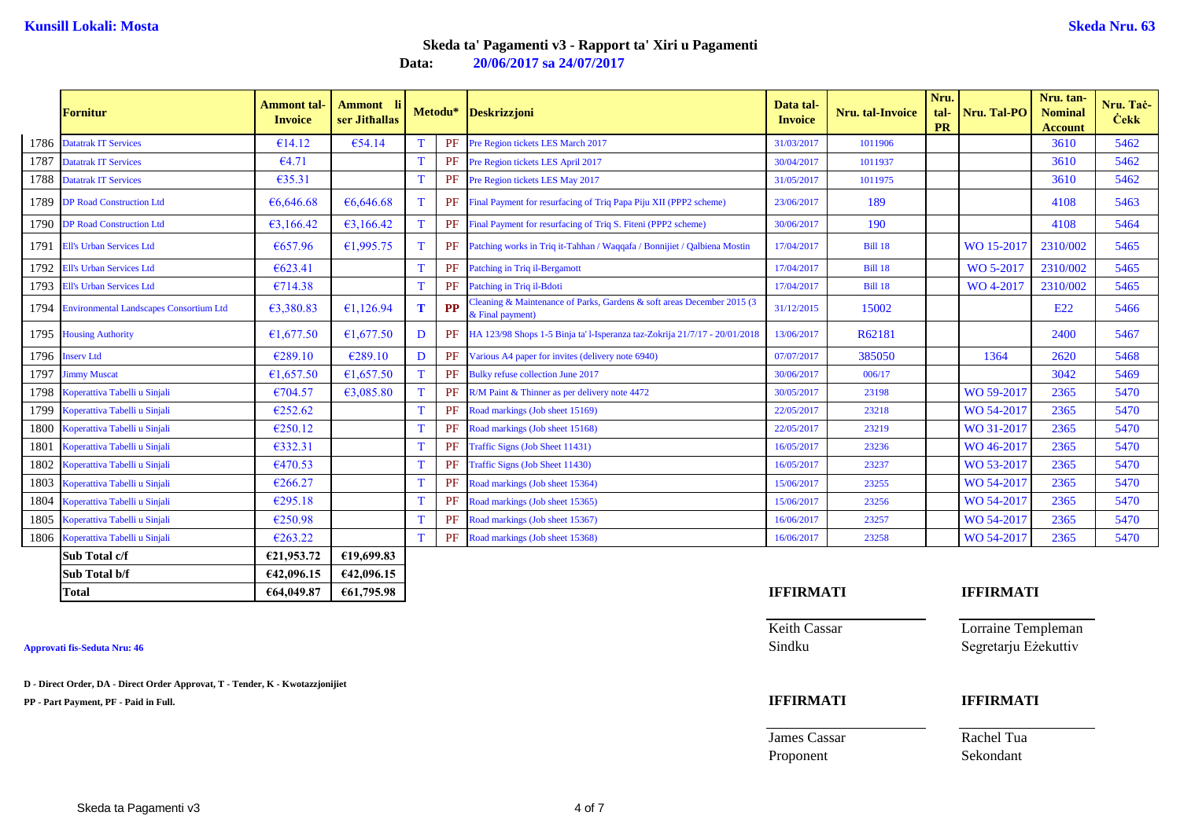**Kunsill Lokali: Mosta** **Skeda Nru. 63**

## Skeda ta' Pagamenti v3 - Rapport ta' Xiri u Pagamenti

**Data: 20/06/2017 sa 24/07/2017**

| | Fornitur | Ammont tal-Invoice | Ammont li ser Jithallas | Metodu* | | Deskrizzjoni | Data tal-Invoice | Nru. tal-Invoice | Nru. tal-PR | Nru. Tal-PO | Nru. tan-Nominal Account | Nru. Taċ-Ċekk |
|---|---|---|---|---|---|---|---|---|---|---|---|---|
| 1786 | Datatrak IT Services | €14.12 | €54.14 | T | PF | Pre Region tickets LES March 2017 | 31/03/2017 | 1011906 | | | 3610 | 5462 |
| 1787 | Datatrak IT Services | €4.71 | | T | PF | Pre Region tickets LES April 2017 | 30/04/2017 | 1011937 | | | 3610 | 5462 |
| 1788 | Datatrak IT Services | €35.31 | | T | PF | Pre Region tickets LES May 2017 | 31/05/2017 | 1011975 | | | 3610 | 5462 |
| 1789 | DP Road Construction Ltd | €6,646.68 | €6,646.68 | T | PF | Final Payment for resurfacing of Triq Papa Piju XII (PPP2 scheme) | 23/06/2017 | 189 | | | 4108 | 5463 |
| 1790 | DP Road Construction Ltd | €3,166.42 | €3,166.42 | T | PF | Final Payment for resurfacing of Triq S. Fiteni (PPP2 scheme) | 30/06/2017 | 190 | | | 4108 | 5464 |
| 1791 | Ell's Urban Services Ltd | €657.96 | €1,995.75 | T | PF | Patching works in Triq it-Tahhan / Waqqafa / Bonnijiet / Qalbiena Mostin | 17/04/2017 | Bill 18 | | WO 15-2017 | 2310/002 | 5465 |
| 1792 | Ell's Urban Services Ltd | €623.41 | | T | PF | Patching in Triq il-Bergamott | 17/04/2017 | Bill 18 | | WO 5-2017 | 2310/002 | 5465 |
| 1793 | Ell's Urban Services Ltd | €714.38 | | T | PF | Patching in Triq il-Bdoti | 17/04/2017 | Bill 18 | | WO 4-2017 | 2310/002 | 5465 |
| 1794 | Environmental Landscapes Consortium Ltd | €3,380.83 | €1,126.94 | T | PP | Cleaning & Maintenance of Parks, Gardens & soft areas December 2015 (3 & Final payment) | 31/12/2015 | 15002 | | | E22 | 5466 |
| 1795 | Housing Authority | €1,677.50 | €1,677.50 | D | PF | HA 123/98 Shops 1-5 Binja ta' l-Isperanza taz-Zokrija 21/7/17 - 20/01/2018 | 13/06/2017 | R62181 | | | 2400 | 5467 |
| 1796 | Inserv Ltd | €289.10 | €289.10 | D | PF | Various A4 paper for invites (delivery note 6940) | 07/07/2017 | 385050 | | 1364 | 2620 | 5468 |
| 1797 | Jimmy Muscat | €1,657.50 | €1,657.50 | T | PF | Bulky refuse collection June 2017 | 30/06/2017 | 006/17 | | | 3042 | 5469 |
| 1798 | Koperattiva Tabelli u Sinjali | €704.57 | €3,085.80 | T | PF | R/M Paint & Thinner as per delivery note 4472 | 30/05/2017 | 23198 | | WO 59-2017 | 2365 | 5470 |
| 1799 | Koperattiva Tabelli u Sinjali | €252.62 | | T | PF | Road markings (Job sheet 15169) | 22/05/2017 | 23218 | | WO 54-2017 | 2365 | 5470 |
| 1800 | Koperattiva Tabelli u Sinjali | €250.12 | | T | PF | Road markings (Job sheet 15168) | 22/05/2017 | 23219 | | WO 31-2017 | 2365 | 5470 |
| 1801 | Koperattiva Tabelli u Sinjali | €332.31 | | T | PF | Traffic Signs (Job Sheet 11431) | 16/05/2017 | 23236 | | WO 46-2017 | 2365 | 5470 |
| 1802 | Koperattiva Tabelli u Sinjali | €470.53 | | T | PF | Traffic Signs (Job Sheet 11430) | 16/05/2017 | 23237 | | WO 53-2017 | 2365 | 5470 |
| 1803 | Koperattiva Tabelli u Sinjali | €266.27 | | T | PF | Road markings (Job sheet 15364) | 15/06/2017 | 23255 | | WO 54-2017 | 2365 | 5470 |
| 1804 | Koperattiva Tabelli u Sinjali | €295.18 | | T | PF | Road markings (Job sheet 15365) | 15/06/2017 | 23256 | | WO 54-2017 | 2365 | 5470 |
| 1805 | Koperattiva Tabelli u Sinjali | €250.98 | | T | PF | Road markings (Job sheet 15367) | 16/06/2017 | 23257 | | WO 54-2017 | 2365 | 5470 |
| 1806 | Koperattiva Tabelli u Sinjali | €263.22 | | T | PF | Road markings (Job sheet 15368) | 16/06/2017 | 23258 | | WO 54-2017 | 2365 | 5470 |
| | **Sub Total c/f** | **€21,953.72** | **€19,699.83** | | | | | | | | | |
| | **Sub Total b/f** | **€42,096.15** | **€42,096.15** | | | | | | | | | |
| | **Total** | **€64,049.87** | **€61,795.98** | | | | | | | | | |

**Approvati fis-Seduta Nru: 46**

**D - Direct Order, DA - Direct Order Approvat, T - Tender, K - Kwotazzjonijiet**

**PP - Part Payment, PF - Paid in Full.**

**IFFIRMATI**

Keith Cassar
Sindku

**IFFIRMATI**

Lorraine Templeman
Segretarju Eżekuttiv

**IFFIRMATI**

James Cassar
Proponent

**IFFIRMATI**

Rachel Tua
Sekondant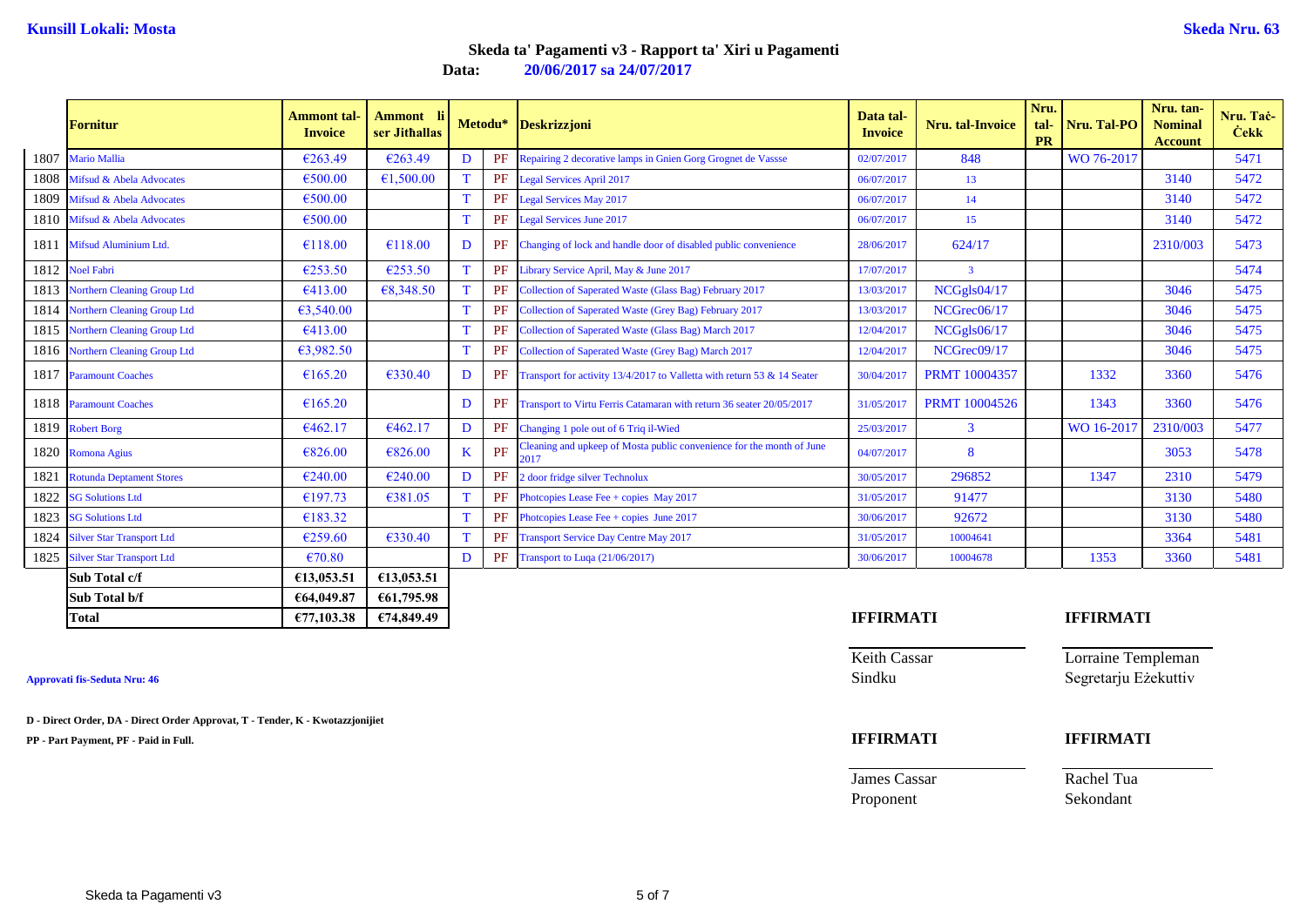**Kunsill Lokali: Mosta** **Skeda Nru. 63**

## Skeda ta' Pagamenti v3 - Rapport ta' Xiri u Pagamenti

**Data: 20/06/2017 sa 24/07/2017**

| | Fornitur | Ammont tal-Invoice | Ammont li ser Jithallas | Metodu* | | Deskrizzjoni | Data tal-Invoice | Nru. tal-Invoice | Nru. tal-PR | Nru. Tal-PO | Nru. tan-Nominal Account | Nru. Taċ-Ċekk |
|---|---|---|---|---|---|---|---|---|---|---|---|---|
| 1807 | Mario Mallia | €263.49 | €263.49 | D | PF | Repairing 2 decorative lamps in Gnien Gorg Grognet de Vassse | 02/07/2017 | 848 | | WO 76-2017 | | 5471 |
| 1808 | Mifsud & Abela Advocates | €500.00 | €1,500.00 | T | PF | Legal Services April 2017 | 06/07/2017 | 13 | | | 3140 | 5472 |
| 1809 | Mifsud & Abela Advocates | €500.00 | | T | PF | Legal Services May 2017 | 06/07/2017 | 14 | | | 3140 | 5472 |
| 1810 | Mifsud & Abela Advocates | €500.00 | | T | PF | Legal Services June 2017 | 06/07/2017 | 15 | | | 3140 | 5472 |
| 1811 | Mifsud Aluminium Ltd. | €118.00 | €118.00 | D | PF | Changing of lock and handle door of disabled public convenience | 28/06/2017 | 624/17 | | | 2310/003 | 5473 |
| 1812 | Noel Fabri | €253.50 | €253.50 | T | PF | Library Service April, May & June 2017 | 17/07/2017 | 3 | | | | 5474 |
| 1813 | Northern Cleaning Group Ltd | €413.00 | €8,348.50 | T | PF | Collection of Saperated Waste (Glass Bag) February 2017 | 13/03/2017 | NCGgls04/17 | | | 3046 | 5475 |
| 1814 | Northern Cleaning Group Ltd | €3,540.00 | | T | PF | Collection of Saperated Waste (Grey Bag) February 2017 | 13/03/2017 | NCGrec06/17 | | | 3046 | 5475 |
| 1815 | Northern Cleaning Group Ltd | €413.00 | | T | PF | Collection of Saperated Waste (Glass Bag) March 2017 | 12/04/2017 | NCGgls06/17 | | | 3046 | 5475 |
| 1816 | Northern Cleaning Group Ltd | €3,982.50 | | T | PF | Collection of Saperated Waste (Grey Bag) March 2017 | 12/04/2017 | NCGrec09/17 | | | 3046 | 5475 |
| 1817 | Paramount Coaches | €165.20 | €330.40 | D | PF | Transport for activity 13/4/2017 to Valletta with return 53 & 14 Seater | 30/04/2017 | PRMT 10004357 | | 1332 | 3360 | 5476 |
| 1818 | Paramount Coaches | €165.20 | | D | PF | Transport to Virtu Ferris Catamaran with return 36 seater 20/05/2017 | 31/05/2017 | PRMT 10004526 | | 1343 | 3360 | 5476 |
| 1819 | Robert Borg | €462.17 | €462.17 | D | PF | Changing 1 pole out of 6 Triq il-Wied | 25/03/2017 | 3 | | WO 16-2017 | 2310/003 | 5477 |
| 1820 | Romona Agius | €826.00 | €826.00 | K | PF | Cleaning and upkeep of Mosta public convenience for the month of June 2017 | 04/07/2017 | 8 | | | 3053 | 5478 |
| 1821 | Rotunda Deptament Stores | €240.00 | €240.00 | D | PF | 2 door fridge silver Technolux | 30/05/2017 | 296852 | | 1347 | 2310 | 5479 |
| 1822 | SG Solutions Ltd | €197.73 | €381.05 | T | PF | Photcopies Lease Fee + copies May 2017 | 31/05/2017 | 91477 | | | 3130 | 5480 |
| 1823 | SG Solutions Ltd | €183.32 | | T | PF | Photcopies Lease Fee + copies June 2017 | 30/06/2017 | 92672 | | | 3130 | 5480 |
| 1824 | Silver Star Transport Ltd | €259.60 | €330.40 | T | PF | Transport Service Day Centre May 2017 | 31/05/2017 | 10004641 | | | 3364 | 5481 |
| 1825 | Silver Star Transport Ltd | €70.80 | | D | PF | Transport to Luqa (21/06/2017) | 30/06/2017 | 10004678 | | 1353 | 3360 | 5481 |
| | **Sub Total c/f** | **€13,053.51** | **€13,053.51** | | | | | | | | | |
| | **Sub Total b/f** | **€64,049.87** | **€61,795.98** | | | | | | | | | |
| | **Total** | **€77,103.38** | **€74,849.49** | | | | | | | | | |

**IFFIRMATI** **IFFIRMATI**

Keith Cassar — Sindku

Lorraine Templeman — Segretarju Eżekuttiv

**Approvati fis-Seduta Nru: 46**

**D - Direct Order, DA - Direct Order Approvat, T - Tender, K - Kwotazzjonijiet**

**PP - Part Payment, PF - Paid in Full.**

**IFFIRMATI** **IFFIRMATI**

James Cassar — Proponent

Rachel Tua — Sekondant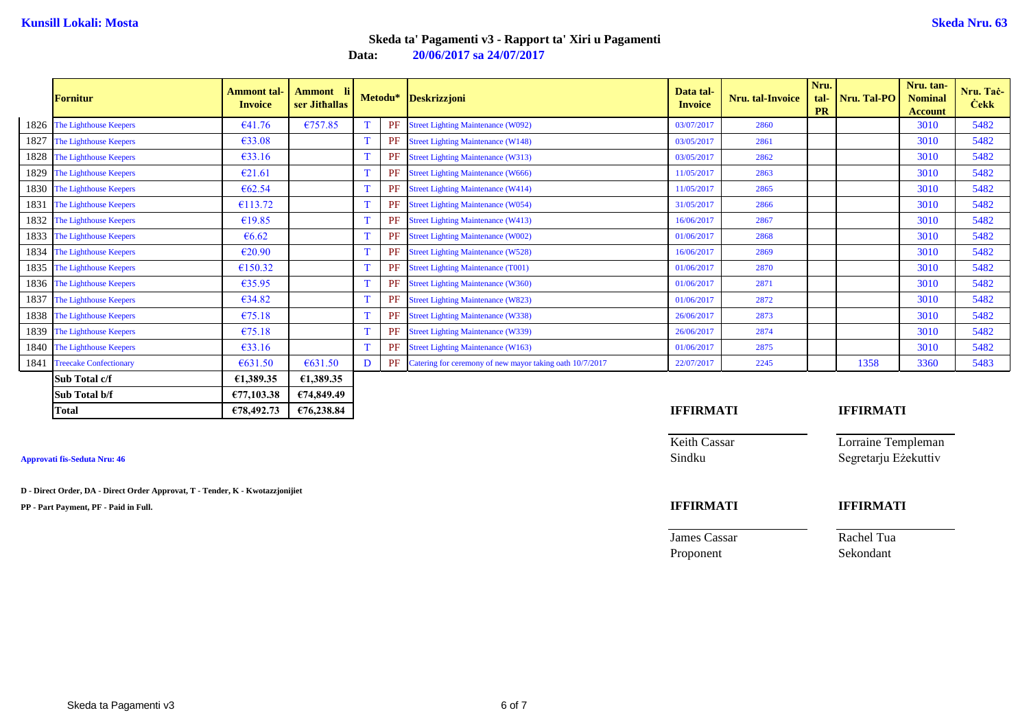**Kunsill Lokali: Mosta** **Skeda Nru. 63**

## Skeda ta' Pagamenti v3 - Rapport ta' Xiri u Pagamenti

**Data:** **20/06/2017 sa 24/07/2017**

| | Fornitur | Ammont tal-Invoice | Ammont li ser Jithallas | Metodu* | | Deskrizzjoni | Data tal-Invoice | Nru. tal-Invoice | Nru. tal-PR | Nru. Tal-PO | Nru. tan-Nominal Account | Nru. Taċ-Ċekk |
|---|---|---|---|---|---|---|---|---|---|---|---|---|
| 1826 | The Lighthouse Keepers | €41.76 | €757.85 | T | PF | Street Lighting Maintenance (W092) | 03/07/2017 | 2860 | | | 3010 | 5482 |
| 1827 | The Lighthouse Keepers | €33.08 | | T | PF | Street Lighting Maintenance (W148) | 03/05/2017 | 2861 | | | 3010 | 5482 |
| 1828 | The Lighthouse Keepers | €33.16 | | T | PF | Street Lighting Maintenance (W313) | 03/05/2017 | 2862 | | | 3010 | 5482 |
| 1829 | The Lighthouse Keepers | €21.61 | | T | PF | Street Lighting Maintenance (W666) | 11/05/2017 | 2863 | | | 3010 | 5482 |
| 1830 | The Lighthouse Keepers | €62.54 | | T | PF | Street Lighting Maintenance (W414) | 11/05/2017 | 2865 | | | 3010 | 5482 |
| 1831 | The Lighthouse Keepers | €113.72 | | T | PF | Street Lighting Maintenance (W054) | 31/05/2017 | 2866 | | | 3010 | 5482 |
| 1832 | The Lighthouse Keepers | €19.85 | | T | PF | Street Lighting Maintenance (W413) | 16/06/2017 | 2867 | | | 3010 | 5482 |
| 1833 | The Lighthouse Keepers | €6.62 | | T | PF | Street Lighting Maintenance (W002) | 01/06/2017 | 2868 | | | 3010 | 5482 |
| 1834 | The Lighthouse Keepers | €20.90 | | T | PF | Street Lighting Maintenance (W528) | 16/06/2017 | 2869 | | | 3010 | 5482 |
| 1835 | The Lighthouse Keepers | €150.32 | | T | PF | Street Lighting Maintenance (T001) | 01/06/2017 | 2870 | | | 3010 | 5482 |
| 1836 | The Lighthouse Keepers | €35.95 | | T | PF | Street Lighting Maintenance (W360) | 01/06/2017 | 2871 | | | 3010 | 5482 |
| 1837 | The Lighthouse Keepers | €34.82 | | T | PF | Street Lighting Maintenance (W823) | 01/06/2017 | 2872 | | | 3010 | 5482 |
| 1838 | The Lighthouse Keepers | €75.18 | | T | PF | Street Lighting Maintenance (W338) | 26/06/2017 | 2873 | | | 3010 | 5482 |
| 1839 | The Lighthouse Keepers | €75.18 | | T | PF | Street Lighting Maintenance (W339) | 26/06/2017 | 2874 | | | 3010 | 5482 |
| 1840 | The Lighthouse Keepers | €33.16 | | T | PF | Street Lighting Maintenance (W163) | 01/06/2017 | 2875 | | | 3010 | 5482 |
| 1841 | Treecake Confectionary | €631.50 | €631.50 | D | PF | Catering for ceremony of new mayor taking oath 10/7/2017 | 22/07/2017 | 2245 | | 1358 | 3360 | 5483 |
| | **Sub Total c/f** | **€1,389.35** | **€1,389.35** | | | | | | | | | |
| | **Sub Total b/f** | **€77,103.38** | **€74,849.49** | | | | | | | | | |
| | **Total** | **€78,492.73** | **€76,238.84** | | | | | | | | | |

**IFFIRMATI** **IFFIRMATI**

Keith Cassar
Sindku

Lorraine Templeman
Segretarju Eżekuttiv

**Approvati fis-Seduta Nru: 46**

**D - Direct Order, DA - Direct Order Approvat, T - Tender, K - Kwotazzjonijiet**

**PP - Part Payment, PF - Paid in Full.**

**IFFIRMATI** **IFFIRMATI**

James Cassar
Proponent

Rachel Tua
Sekondant

Skeda ta Pagamenti v3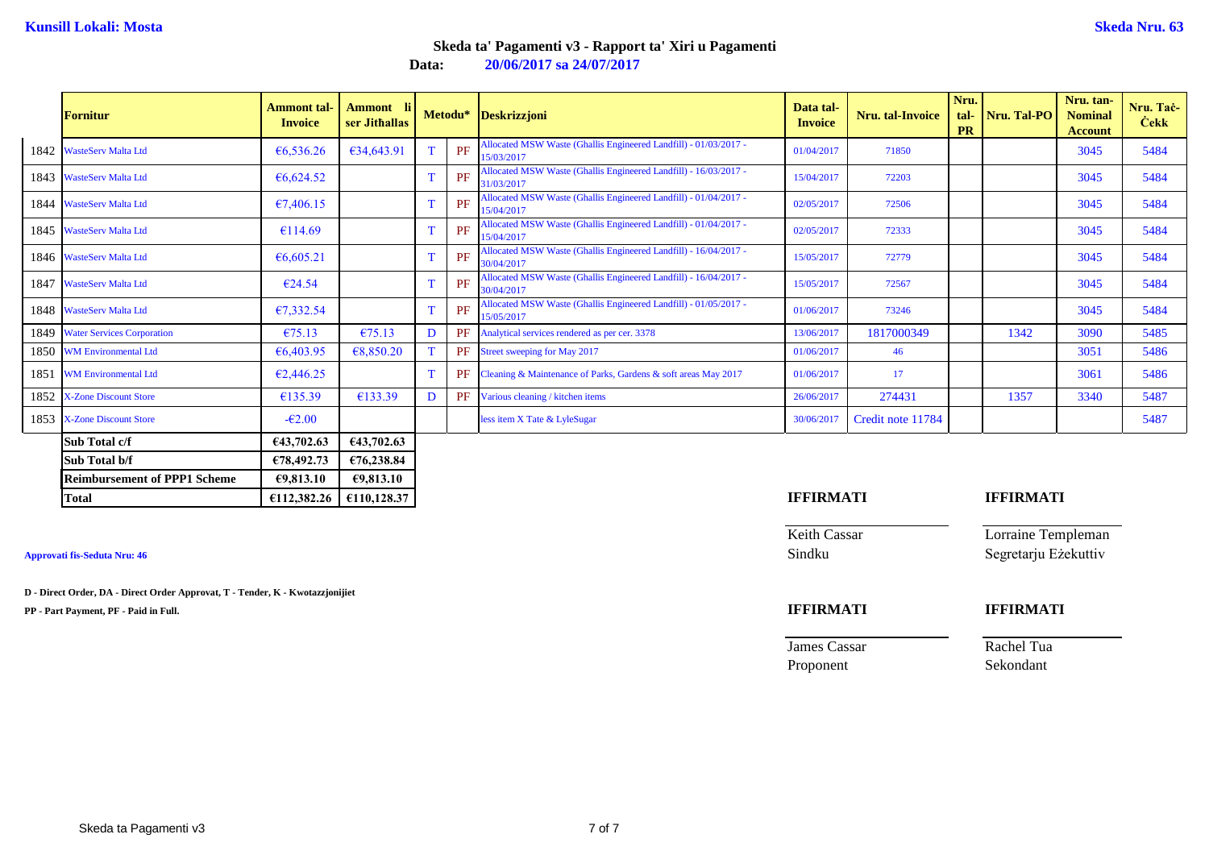**Kunsill Lokali: Mosta** | **Skeda Nru. 63**

## Skeda ta' Pagamenti v3 - Rapport ta' Xiri u Pagamenti

**Data: 20/06/2017 sa 24/07/2017**

| | Fornitur | Ammont tal-Invoice | Ammont li ser Jithallas | Metodu* | | Deskrizzjoni | Data tal-Invoice | Nru. tal-Invoice | Nru. tal-PR | Nru. Tal-PO | Nru. tan-Nominal Account | Nru. Taċ-Ċekk |
|---|---|---|---|---|---|---|---|---|---|---|---|---|
| 1842 | WasteServ Malta Ltd | €6,536.26 | €34,643.91 | T | PF | Allocated MSW Waste (Ghallis Engineered Landfill) - 01/03/2017 - 15/03/2017 | 01/04/2017 | 71850 | | | 3045 | 5484 |
| 1843 | WasteServ Malta Ltd | €6,624.52 | | T | PF | Allocated MSW Waste (Ghallis Engineered Landfill) - 16/03/2017 - 31/03/2017 | 15/04/2017 | 72203 | | | 3045 | 5484 |
| 1844 | WasteServ Malta Ltd | €7,406.15 | | T | PF | Allocated MSW Waste (Ghallis Engineered Landfill) - 01/04/2017 - 15/04/2017 | 02/05/2017 | 72506 | | | 3045 | 5484 |
| 1845 | WasteServ Malta Ltd | €114.69 | | T | PF | Allocated MSW Waste (Ghallis Engineered Landfill) - 01/04/2017 - 15/04/2017 | 02/05/2017 | 72333 | | | 3045 | 5484 |
| 1846 | WasteServ Malta Ltd | €6,605.21 | | T | PF | Allocated MSW Waste (Ghallis Engineered Landfill) - 16/04/2017 - 30/04/2017 | 15/05/2017 | 72779 | | | 3045 | 5484 |
| 1847 | WasteServ Malta Ltd | €24.54 | | T | PF | Allocated MSW Waste (Ghallis Engineered Landfill) - 16/04/2017 - 30/04/2017 | 15/05/2017 | 72567 | | | 3045 | 5484 |
| 1848 | WasteServ Malta Ltd | €7,332.54 | | T | PF | Allocated MSW Waste (Ghallis Engineered Landfill) - 01/05/2017 - 15/05/2017 | 01/06/2017 | 73246 | | | 3045 | 5484 |
| 1849 | Water Services Corporation | €75.13 | €75.13 | D | PF | Analytical services rendered as per cer. 3378 | 13/06/2017 | 1817000349 | | 1342 | 3090 | 5485 |
| 1850 | WM Environmental Ltd | €6,403.95 | €8,850.20 | T | PF | Street sweeping for May 2017 | 01/06/2017 | 46 | | | 3051 | 5486 |
| 1851 | WM Environmental Ltd | €2,446.25 | | T | PF | Cleaning & Maintenance of Parks, Gardens & soft areas May 2017 | 01/06/2017 | 17 | | | 3061 | 5486 |
| 1852 | X-Zone Discount Store | €135.39 | €133.39 | D | PF | Various cleaning / kitchen items | 26/06/2017 | 274431 | | 1357 | 3340 | 5487 |
| 1853 | X-Zone Discount Store | -€2.00 | | | | less item X Tate & LyleSugar | 30/06/2017 | Credit note 11784 | | | | 5487 |

| | | |
|---|---|---|
| **Sub Total c/f** | **€43,702.63** | **€43,702.63** |
| **Sub Total b/f** | **€78,492.73** | **€76,238.84** |
| **Reimbursement of PPP1 Scheme** | **€9,813.10** | **€9,813.10** |
| **Total** | **€112,382.26** | **€110,128.37** |

**Approvati fis-Seduta Nru: 46**

**D - Direct Order, DA - Direct Order Approvat, T - Tender, K - Kwotazzjonijiet**

**PP - Part Payment, PF - Paid in Full.**

**IFFIRMATI**

Keith Cassar
Sindku

**IFFIRMATI**

Lorraine Templeman
Segretarju Eżekuttiv

**IFFIRMATI**

James Cassar
Proponent

**IFFIRMATI**

Rachel Tua
Sekondant

Skeda ta Pagamenti v3